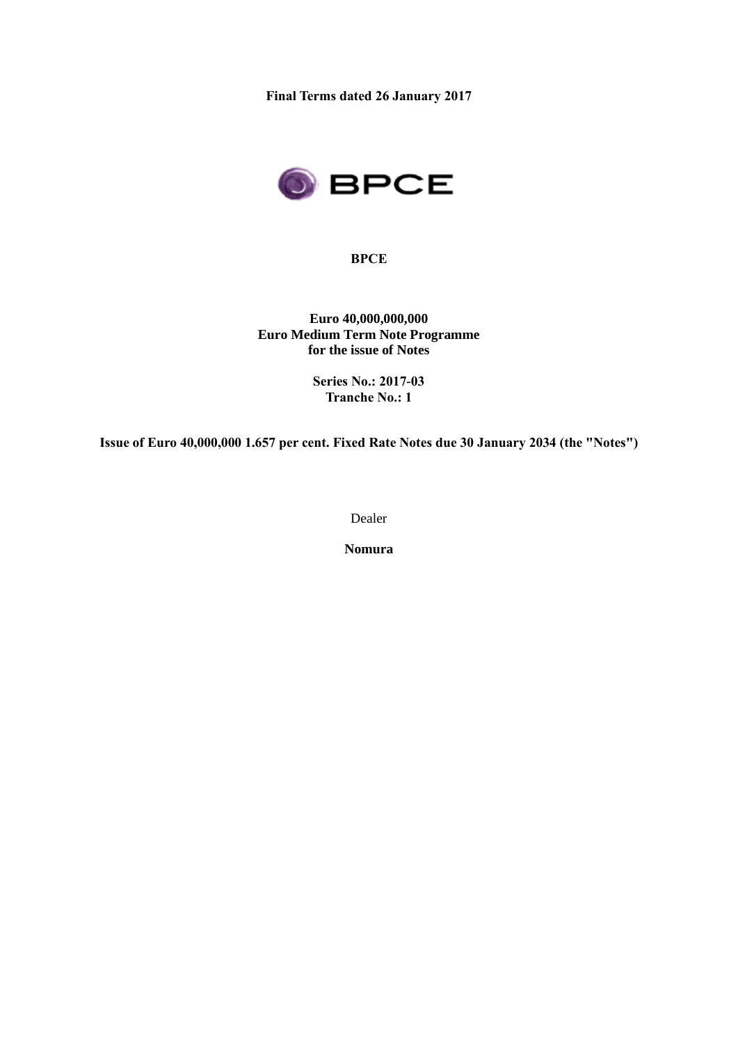**Final Terms dated 26 January 2017**

**BPCE**

**Euro 40,000,000,000**
**Euro Medium Term Note Programme**
**for the issue of Notes**

**Series No.: 2017-03**
**Tranche No.: 1**

**Issue of Euro 40,000,000 1.657 per cent. Fixed Rate Notes due 30 January 2034 (the "Notes")**

Dealer

**Nomura**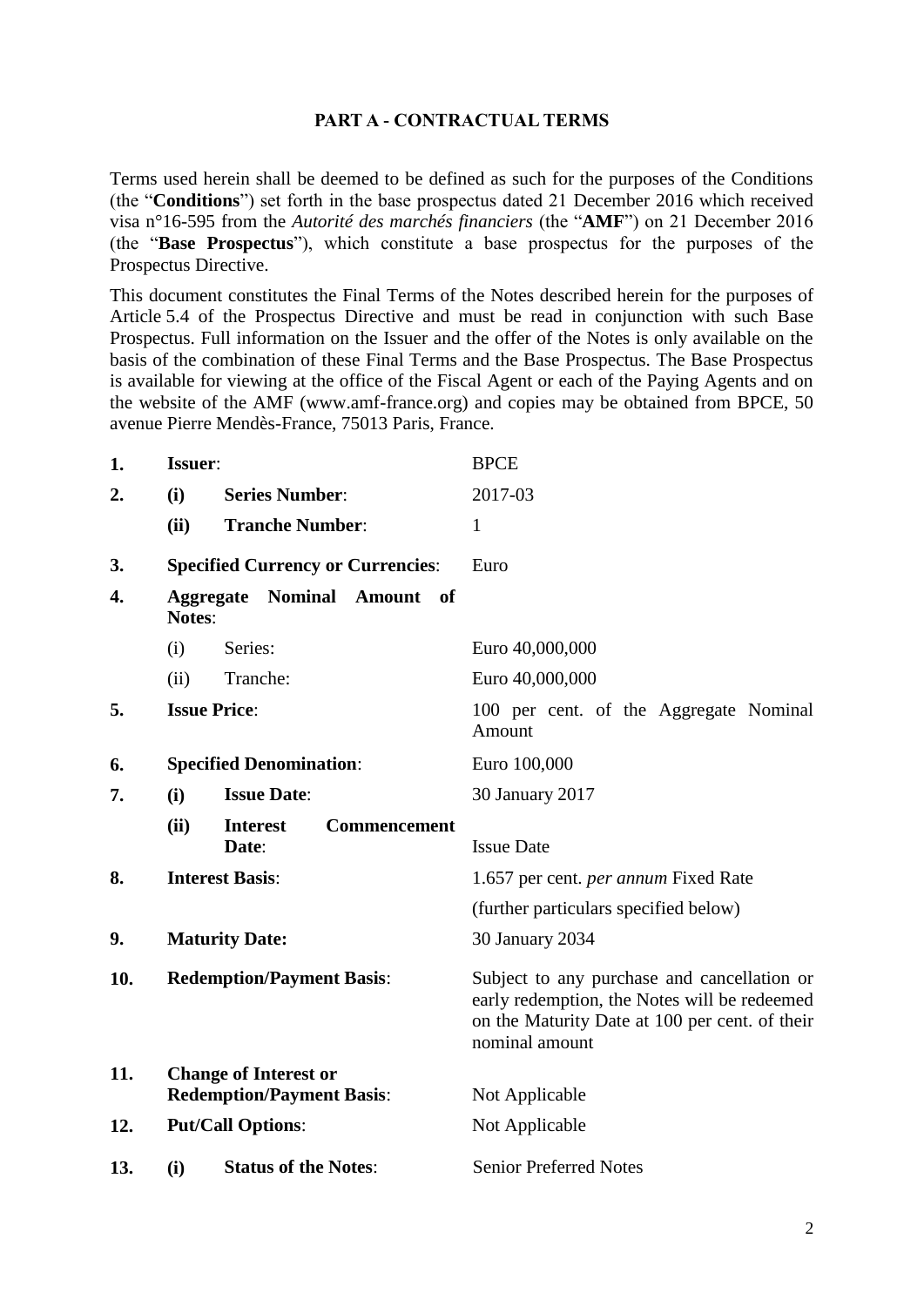## PART A - CONTRACTUAL TERMS

Terms used herein shall be deemed to be defined as such for the purposes of the Conditions (the "**Conditions**") set forth in the base prospectus dated 21 December 2016 which received visa n°16-595 from the *Autorité des marchés financiers* (the "**AMF**") on 21 December 2016 (the "**Base Prospectus**"), which constitute a base prospectus for the purposes of the Prospectus Directive.

This document constitutes the Final Terms of the Notes described herein for the purposes of Article 5.4 of the Prospectus Directive and must be read in conjunction with such Base Prospectus. Full information on the Issuer and the offer of the Notes is only available on the basis of the combination of these Final Terms and the Base Prospectus. The Base Prospectus is available for viewing at the office of the Fiscal Agent or each of the Paying Agents and on the website of the AMF (www.amf-france.org) and copies may be obtained from BPCE, 50 avenue Pierre Mendès-France, 75013 Paris, France.

| | | |
|---|---|---|
| **1.** | **Issuer**: | BPCE |
| **2.** | **(i) Series Number**: | 2017-03 |
| | **(ii) Tranche Number**: | 1 |
| **3.** | **Specified Currency or Currencies**: | Euro |
| **4.** | **Aggregate Nominal Amount of Notes**: | |
| | (i) Series: | Euro 40,000,000 |
| | (ii) Tranche: | Euro 40,000,000 |
| **5.** | **Issue Price**: | 100 per cent. of the Aggregate Nominal Amount |
| **6.** | **Specified Denomination**: | Euro 100,000 |
| **7.** | **(i) Issue Date**: | 30 January 2017 |
| | **(ii) Interest Commencement Date**: | Issue Date |
| **8.** | **Interest Basis**: | 1.657 per cent. *per annum* Fixed Rate<br>(further particulars specified below) |
| **9.** | **Maturity Date:** | 30 January 2034 |
| **10.** | **Redemption/Payment Basis**: | Subject to any purchase and cancellation or early redemption, the Notes will be redeemed on the Maturity Date at 100 per cent. of their nominal amount |
| **11.** | **Change of Interest or Redemption/Payment Basis**: | Not Applicable |
| **12.** | **Put/Call Options**: | Not Applicable |
| **13.** | **(i) Status of the Notes**: | Senior Preferred Notes |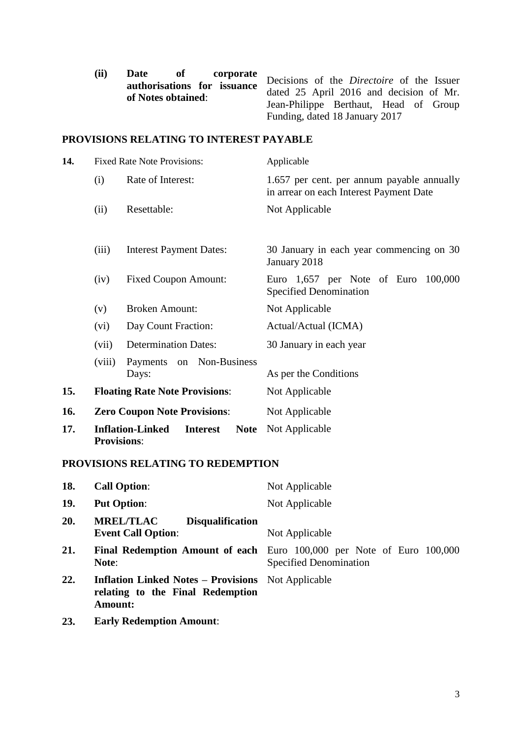| | | |
|---|---|---|
| | **(ii) Date of corporate authorisations for issuance of Notes obtained**: | Decisions of the *Directoire* of the Issuer dated 25 April 2016 and decision of Mr. Jean-Philippe Berthaut, Head of Group Funding, dated 18 January 2017 |

## PROVISIONS RELATING TO INTEREST PAYABLE

| | | |
|---|---|---|
| **14.** | Fixed Rate Note Provisions: | Applicable |
| | (i) Rate of Interest: | 1.657 per cent. per annum payable annually in arrear on each Interest Payment Date |
| | (ii) Resettable: | Not Applicable |
| | (iii) Interest Payment Dates: | 30 January in each year commencing on 30 January 2018 |
| | (iv) Fixed Coupon Amount: | Euro 1,657 per Note of Euro 100,000 Specified Denomination |
| | (v) Broken Amount: | Not Applicable |
| | (vi) Day Count Fraction: | Actual/Actual (ICMA) |
| | (vii) Determination Dates: | 30 January in each year |
| | (viii) Payments on Non-Business Days: | As per the Conditions |
| **15.** | **Floating Rate Note Provisions**: | Not Applicable |
| **16.** | **Zero Coupon Note Provisions**: | Not Applicable |
| **17.** | **Inflation-Linked Interest Note Provisions**: | Not Applicable |

## PROVISIONS RELATING TO REDEMPTION

| | | |
|---|---|---|
| **18.** | **Call Option**: | Not Applicable |
| **19.** | **Put Option**: | Not Applicable |
| **20.** | **MREL/TLAC Disqualification Event Call Option**: | Not Applicable |
| **21.** | **Final Redemption Amount of each Note**: | Euro 100,000 per Note of Euro 100,000 Specified Denomination |
| **22.** | **Inflation Linked Notes – Provisions relating to the Final Redemption Amount:** | Not Applicable |
| **23.** | **Early Redemption Amount**: | |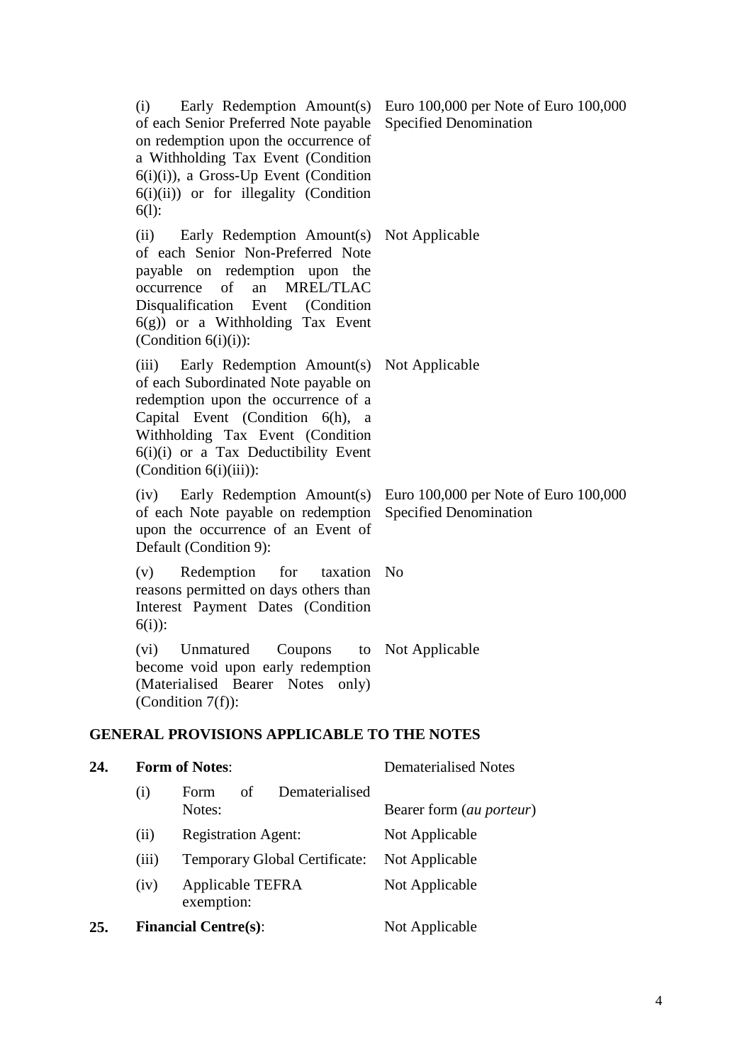| | |
|---|---|
| (i) Early Redemption Amount(s) of each Senior Preferred Note payable on redemption upon the occurrence of a Withholding Tax Event (Condition 6(i)(i)), a Gross-Up Event (Condition 6(i)(ii)) or for illegality (Condition 6(l): | Euro 100,000 per Note of Euro 100,000 Specified Denomination |
| (ii) Early Redemption Amount(s) of each Senior Non-Preferred Note payable on redemption upon the occurrence of an MREL/TLAC Disqualification Event (Condition 6(g)) or a Withholding Tax Event (Condition 6(i)(i)): | Not Applicable |
| (iii) Early Redemption Amount(s) of each Subordinated Note payable on redemption upon the occurrence of a Capital Event (Condition 6(h), a Withholding Tax Event (Condition 6(i)(i) or a Tax Deductibility Event (Condition 6(i)(iii)): | Not Applicable |
| (iv) Early Redemption Amount(s) of each Note payable on redemption upon the occurrence of an Event of Default (Condition 9): | Euro 100,000 per Note of Euro 100,000 Specified Denomination |
| (v) Redemption for taxation reasons permitted on days others than Interest Payment Dates (Condition 6(i)): | No |
| (vi) Unmatured Coupons to become void upon early redemption (Materialised Bearer Notes only) (Condition 7(f)): | Not Applicable |

## GENERAL PROVISIONS APPLICABLE TO THE NOTES

| | | |
|---|---|---|
| **24.** | **Form of Notes**: | Dematerialised Notes |
| | (i) Form of Dematerialised Notes: | Bearer form (*au porteur*) |
| | (ii) Registration Agent: | Not Applicable |
| | (iii) Temporary Global Certificate: | Not Applicable |
| | (iv) Applicable TEFRA exemption: | Not Applicable |
| **25.** | **Financial Centre(s)**: | Not Applicable |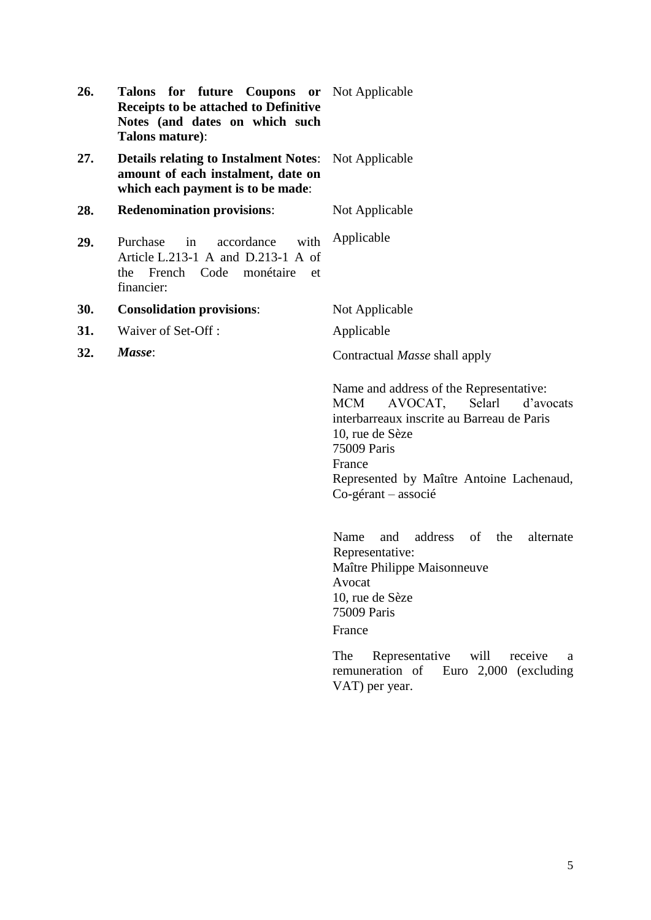| | | |
|---|---|---|
| **26.** | **Talons for future Coupons or Receipts to be attached to Definitive Notes (and dates on which such Talons mature)**: | Not Applicable |
| **27.** | **Details relating to Instalment Notes**: **amount of each instalment, date on which each payment is to be made**: | Not Applicable |
| **28.** | **Redenomination provisions**: | Not Applicable |
| **29.** | Purchase in accordance with Article L.213-1 A and D.213-1 A of the French Code monétaire et financier: | Applicable |
| **30.** | **Consolidation provisions**: | Not Applicable |
| **31.** | Waiver of Set-Off : | Applicable |
| **32.** | ***Masse***: | Contractual *Masse* shall apply<br><br>Name and address of the Representative:<br>MCM AVOCAT, Selarl d'avocats interbarreaux inscrite au Barreau de Paris<br>10, rue de Sèze<br>75009 Paris<br>France<br>Represented by Maître Antoine Lachenaud, Co-gérant – associé<br><br>Name and address of the alternate Representative:<br>Maître Philippe Maisonneuve<br>Avocat<br>10, rue de Sèze<br>75009 Paris<br>France<br><br>The Representative will receive a remuneration of Euro 2,000 (excluding VAT) per year. |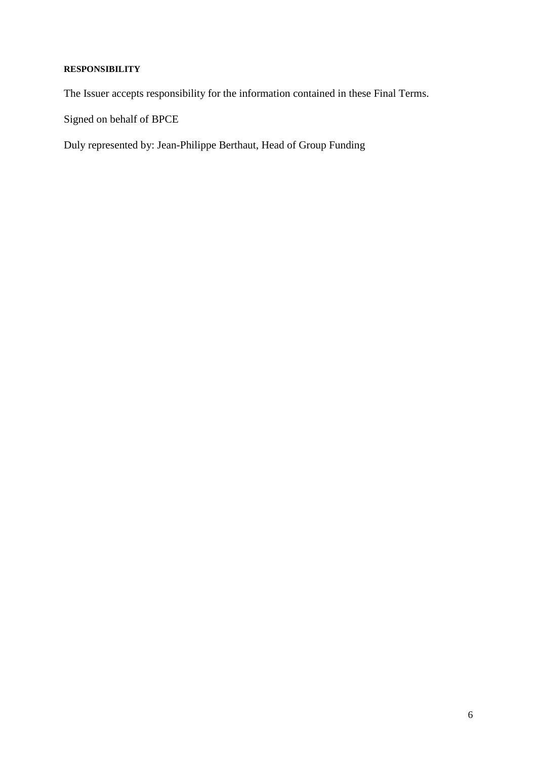**RESPONSIBILITY**

The Issuer accepts responsibility for the information contained in these Final Terms.

Signed on behalf of BPCE

Duly represented by: Jean-Philippe Berthaut, Head of Group Funding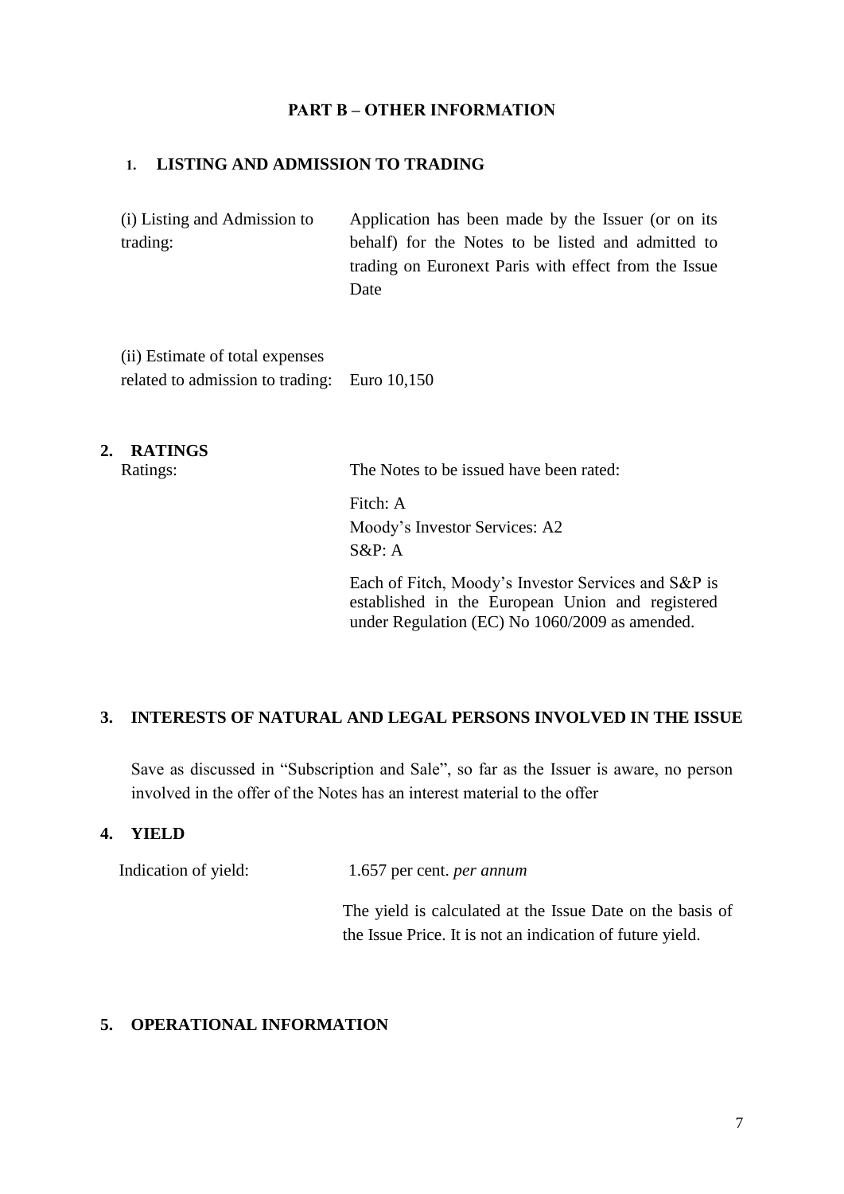## PART B – OTHER INFORMATION

### 1. LISTING AND ADMISSION TO TRADING

| | |
|---|---|
| (i) Listing and Admission to trading: | Application has been made by the Issuer (or on its behalf) for the Notes to be listed and admitted to trading on Euronext Paris with effect from the Issue Date |
| (ii) Estimate of total expenses related to admission to trading: | Euro 10,150 |

### 2. RATINGS

| | |
|---|---|
| Ratings: | The Notes to be issued have been rated:<br><br>Fitch: A<br>Moody's Investor Services: A2<br>S&P: A<br><br>Each of Fitch, Moody's Investor Services and S&P is established in the European Union and registered under Regulation (EC) No 1060/2009 as amended. |

### 3. INTERESTS OF NATURAL AND LEGAL PERSONS INVOLVED IN THE ISSUE

Save as discussed in "Subscription and Sale", so far as the Issuer is aware, no person involved in the offer of the Notes has an interest material to the offer

### 4. YIELD

| | |
|---|---|
| Indication of yield: | 1.657 per cent. *per annum*<br><br>The yield is calculated at the Issue Date on the basis of the Issue Price. It is not an indication of future yield. |

### 5. OPERATIONAL INFORMATION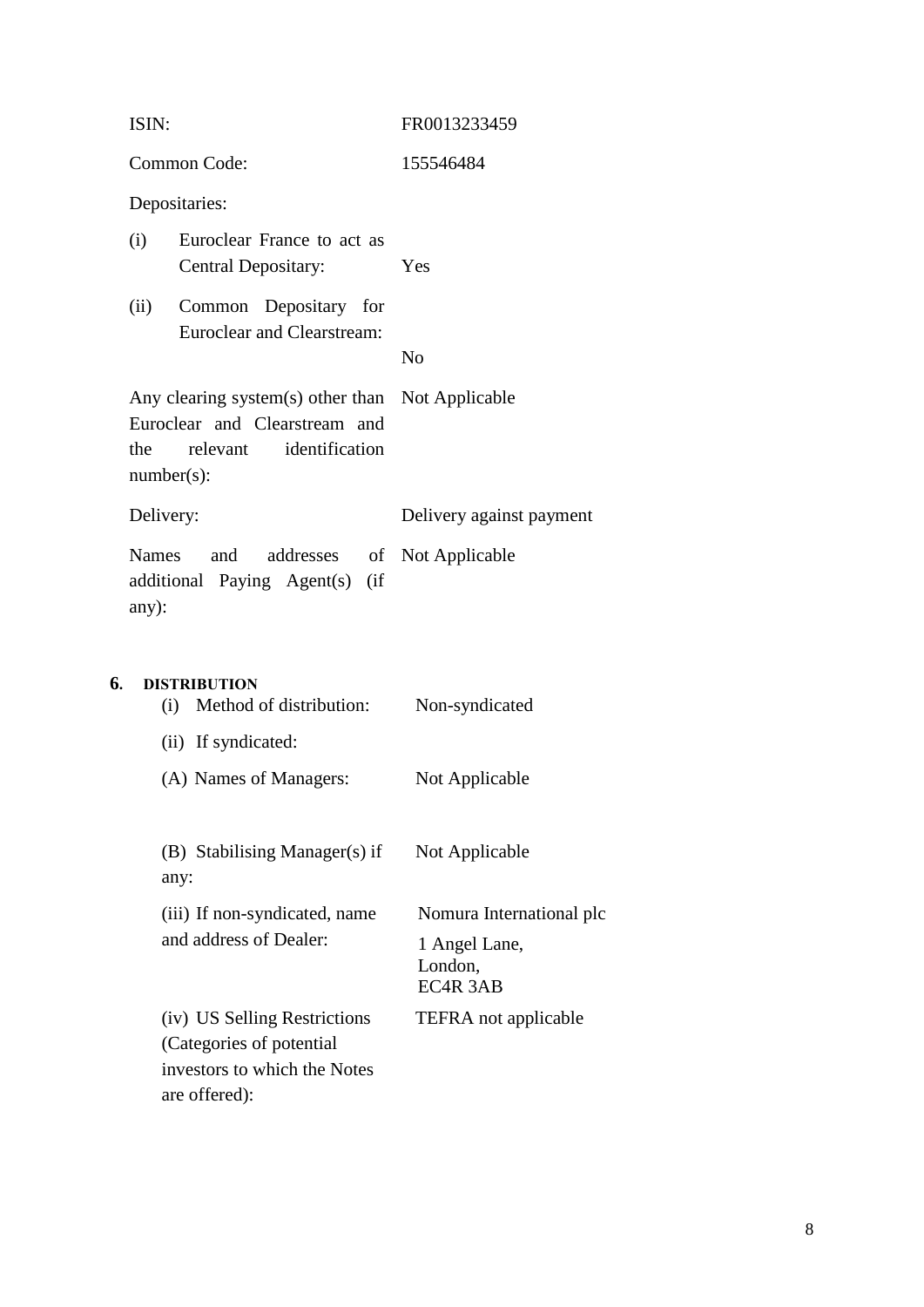| | |
|---|---|
| ISIN: | FR0013233459 |
| Common Code: | 155546484 |
| Depositaries: | |
| (i) Euroclear France to act as Central Depositary: | Yes |
| (ii) Common Depositary for Euroclear and Clearstream: | No |
| Any clearing system(s) other than Euroclear and Clearstream and the relevant identification number(s): | Not Applicable |
| Delivery: | Delivery against payment |
| Names and addresses of additional Paying Agent(s) (if any): | Not Applicable |

## 6. DISTRIBUTION

| | |
|---|---|
| (i) Method of distribution: | Non-syndicated |
| (ii) If syndicated: | |
| (A) Names of Managers: | Not Applicable |
| (B) Stabilising Manager(s) if any: | Not Applicable |
| (iii) If non-syndicated, name and address of Dealer: | Nomura International plc<br>1 Angel Lane,<br>London,<br>EC4R 3AB |
| (iv) US Selling Restrictions (Categories of potential investors to which the Notes are offered): | TEFRA not applicable |